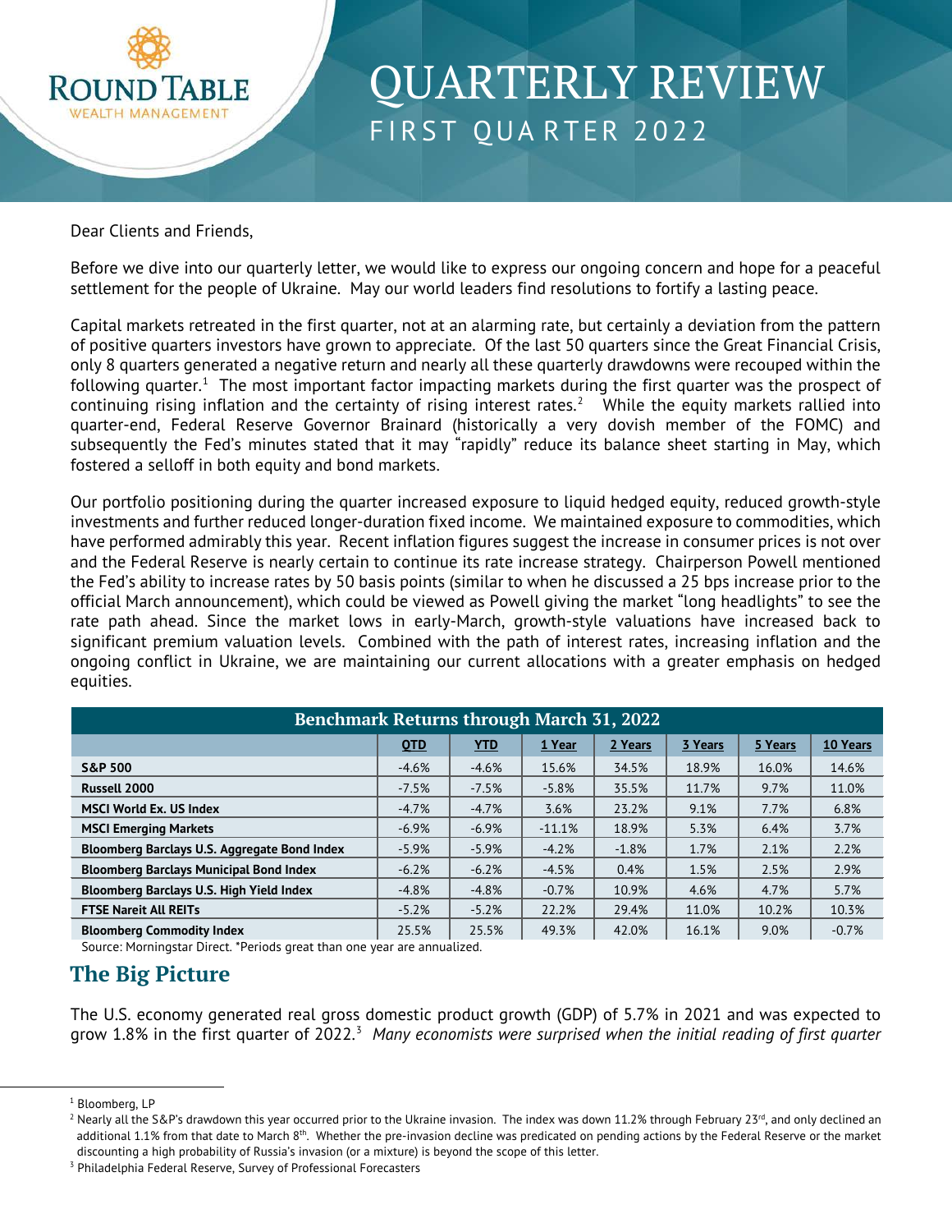# QUARTERLY REVIEW

## FIRST QUARTER 2022

Dear Clients and Friends,

Before we dive into our quarterly letter, we would like to express our ongoing concern and hope for a peaceful settlement for the people of Ukraine. May our world leaders find resolutions to fortify a lasting peace.

Capital markets retreated in the first quarter, not at an alarming rate, but certainly a deviation from the pattern of positive quarters investors have grown to appreciate. Of the last 50 quarters since the Great Financial Crisis, only 8 quarters generated a negative return and nearly all these quarterly drawdowns were recouped within the following quarter.[1] The most important factor impacting markets during the first quarter was the prospect of continuing rising inflation and the certainty of rising interest rates.[2] While the equity markets rallied into quarter-end, Federal Reserve Governor Brainard (historically a very dovish member of the FOMC) and subsequently the Fed's minutes stated that it may "rapidly" reduce its balance sheet starting in May, which fostered a selloff in both equity and bond markets.

Our portfolio positioning during the quarter increased exposure to liquid hedged equity, reduced growth-style investments and further reduced longer-duration fixed income. We maintained exposure to commodities, which have performed admirably this year. Recent inflation figures suggest the increase in consumer prices is not over and the Federal Reserve is nearly certain to continue its rate increase strategy. Chairperson Powell mentioned the Fed's ability to increase rates by 50 basis points (similar to when he discussed a 25 bps increase prior to the official March announcement), which could be viewed as Powell giving the market "long headlights" to see the rate path ahead. Since the market lows in early-March, growth-style valuations have increased back to significant premium valuation levels. Combined with the path of interest rates, increasing inflation and the ongoing conflict in Ukraine, we are maintaining our current allocations with a greater emphasis on hedged equities.

| Benchmark Returns through March 31, 2022 | | | | | | | |
|---|---|---|---|---|---|---|---|
| | QTD | YTD | 1 Year | 2 Years | 3 Years | 5 Years | 10 Years |
| **S&P 500** | -4.6% | -4.6% | 15.6% | 34.5% | 18.9% | 16.0% | 14.6% |
| **Russell 2000** | -7.5% | -7.5% | -5.8% | 35.5% | 11.7% | 9.7% | 11.0% |
| **MSCI World Ex. US Index** | -4.7% | -4.7% | 3.6% | 23.2% | 9.1% | 7.7% | 6.8% |
| **MSCI Emerging Markets** | -6.9% | -6.9% | -11.1% | 18.9% | 5.3% | 6.4% | 3.7% |
| **Bloomberg Barclays U.S. Aggregate Bond Index** | -5.9% | -5.9% | -4.2% | -1.8% | 1.7% | 2.1% | 2.2% |
| **Bloomberg Barclays Municipal Bond Index** | -6.2% | -6.2% | -4.5% | 0.4% | 1.5% | 2.5% | 2.9% |
| **Bloomberg Barclays U.S. High Yield Index** | -4.8% | -4.8% | -0.7% | 10.9% | 4.6% | 4.7% | 5.7% |
| **FTSE Nareit All REITs** | -5.2% | -5.2% | 22.2% | 29.4% | 11.0% | 10.2% | 10.3% |
| **Bloomberg Commodity Index** | 25.5% | 25.5% | 49.3% | 42.0% | 16.1% | 9.0% | -0.7% |

Source: Morningstar Direct. *Periods great than one year are annualized.

## The Big Picture

The U.S. economy generated real gross domestic product growth (GDP) of 5.7% in 2021 and was expected to grow 1.8% in the first quarter of 2022.[3] *Many economists were surprised when the initial reading of first quarter*

---

[1] Bloomberg, LP

[2] Nearly all the S&P's drawdown this year occurred prior to the Ukraine invasion. The index was down 11.2% through February 23rd, and only declined an additional 1.1% from that date to March 8th. Whether the pre-invasion decline was predicated on pending actions by the Federal Reserve or the market discounting a high probability of Russia's invasion (or a mixture) is beyond the scope of this letter.

[3] Philadelphia Federal Reserve, Survey of Professional Forecasters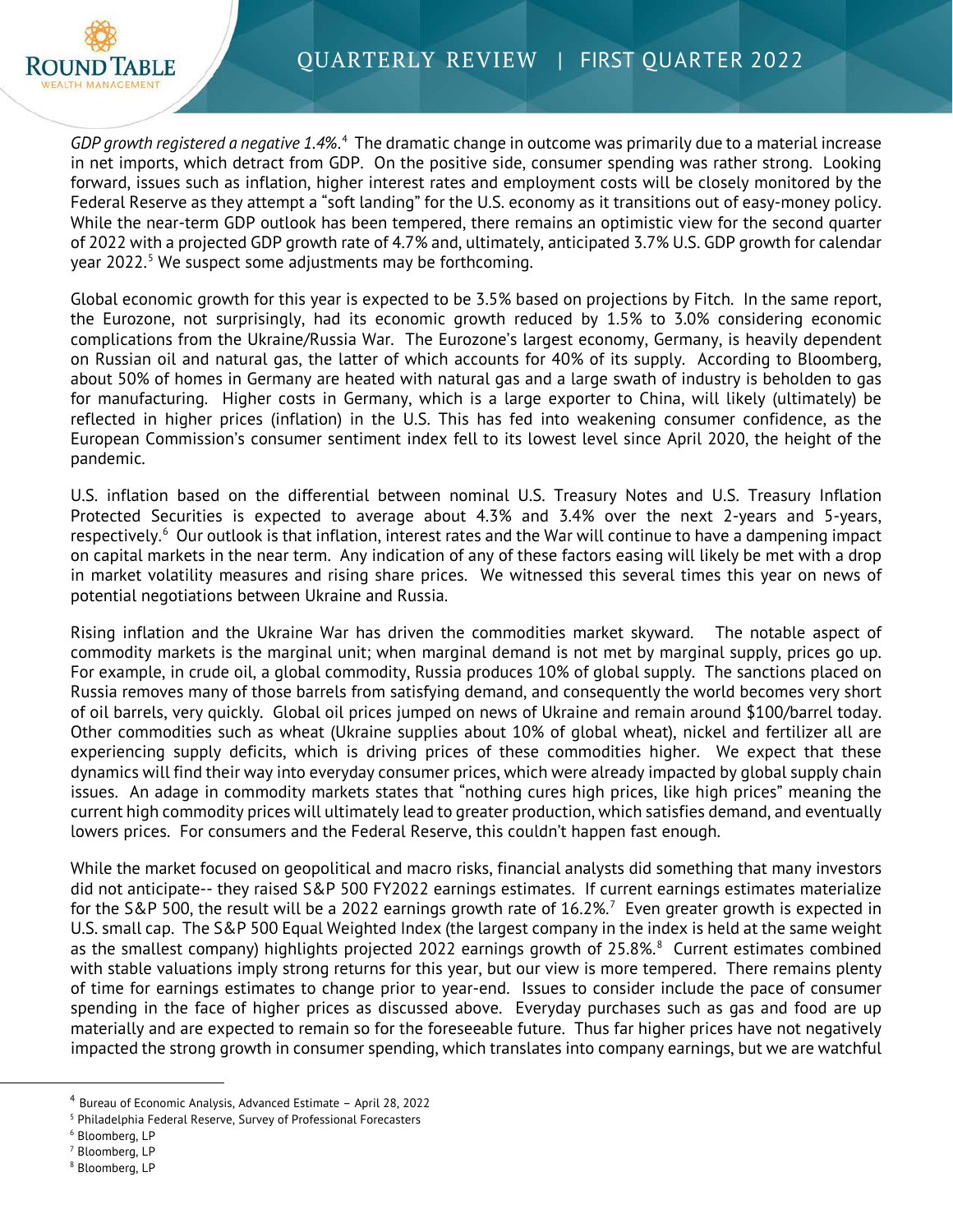*GDP growth registered a negative 1.4%.*[4] The dramatic change in outcome was primarily due to a material increase in net imports, which detract from GDP. On the positive side, consumer spending was rather strong. Looking forward, issues such as inflation, higher interest rates and employment costs will be closely monitored by the Federal Reserve as they attempt a "soft landing" for the U.S. economy as it transitions out of easy-money policy. While the near-term GDP outlook has been tempered, there remains an optimistic view for the second quarter of 2022 with a projected GDP growth rate of 4.7% and, ultimately, anticipated 3.7% U.S. GDP growth for calendar year 2022.[5] We suspect some adjustments may be forthcoming.

Global economic growth for this year is expected to be 3.5% based on projections by Fitch. In the same report, the Eurozone, not surprisingly, had its economic growth reduced by 1.5% to 3.0% considering economic complications from the Ukraine/Russia War. The Eurozone's largest economy, Germany, is heavily dependent on Russian oil and natural gas, the latter of which accounts for 40% of its supply. According to Bloomberg, about 50% of homes in Germany are heated with natural gas and a large swath of industry is beholden to gas for manufacturing. Higher costs in Germany, which is a large exporter to China, will likely (ultimately) be reflected in higher prices (inflation) in the U.S. This has fed into weakening consumer confidence, as the European Commission's consumer sentiment index fell to its lowest level since April 2020, the height of the pandemic.

U.S. inflation based on the differential between nominal U.S. Treasury Notes and U.S. Treasury Inflation Protected Securities is expected to average about 4.3% and 3.4% over the next 2-years and 5-years, respectively.[6] Our outlook is that inflation, interest rates and the War will continue to have a dampening impact on capital markets in the near term. Any indication of any of these factors easing will likely be met with a drop in market volatility measures and rising share prices. We witnessed this several times this year on news of potential negotiations between Ukraine and Russia.

Rising inflation and the Ukraine War has driven the commodities market skyward. The notable aspect of commodity markets is the marginal unit; when marginal demand is not met by marginal supply, prices go up. For example, in crude oil, a global commodity, Russia produces 10% of global supply. The sanctions placed on Russia removes many of those barrels from satisfying demand, and consequently the world becomes very short of oil barrels, very quickly. Global oil prices jumped on news of Ukraine and remain around \$100/barrel today. Other commodities such as wheat (Ukraine supplies about 10% of global wheat), nickel and fertilizer all are experiencing supply deficits, which is driving prices of these commodities higher. We expect that these dynamics will find their way into everyday consumer prices, which were already impacted by global supply chain issues. An adage in commodity markets states that "nothing cures high prices, like high prices" meaning the current high commodity prices will ultimately lead to greater production, which satisfies demand, and eventually lowers prices. For consumers and the Federal Reserve, this couldn't happen fast enough.

While the market focused on geopolitical and macro risks, financial analysts did something that many investors did not anticipate-- they raised S&P 500 FY2022 earnings estimates. If current earnings estimates materialize for the S&P 500, the result will be a 2022 earnings growth rate of 16.2%.[7] Even greater growth is expected in U.S. small cap. The S&P 500 Equal Weighted Index (the largest company in the index is held at the same weight as the smallest company) highlights projected 2022 earnings growth of 25.8%.[8] Current estimates combined with stable valuations imply strong returns for this year, but our view is more tempered. There remains plenty of time for earnings estimates to change prior to year-end. Issues to consider include the pace of consumer spending in the face of higher prices as discussed above. Everyday purchases such as gas and food are up materially and are expected to remain so for the foreseeable future. Thus far higher prices have not negatively impacted the strong growth in consumer spending, which translates into company earnings, but we are watchful

[4] Bureau of Economic Analysis, Advanced Estimate – April 28, 2022
[5] Philadelphia Federal Reserve, Survey of Professional Forecasters
[6] Bloomberg, LP
[7] Bloomberg, LP
[8] Bloomberg, LP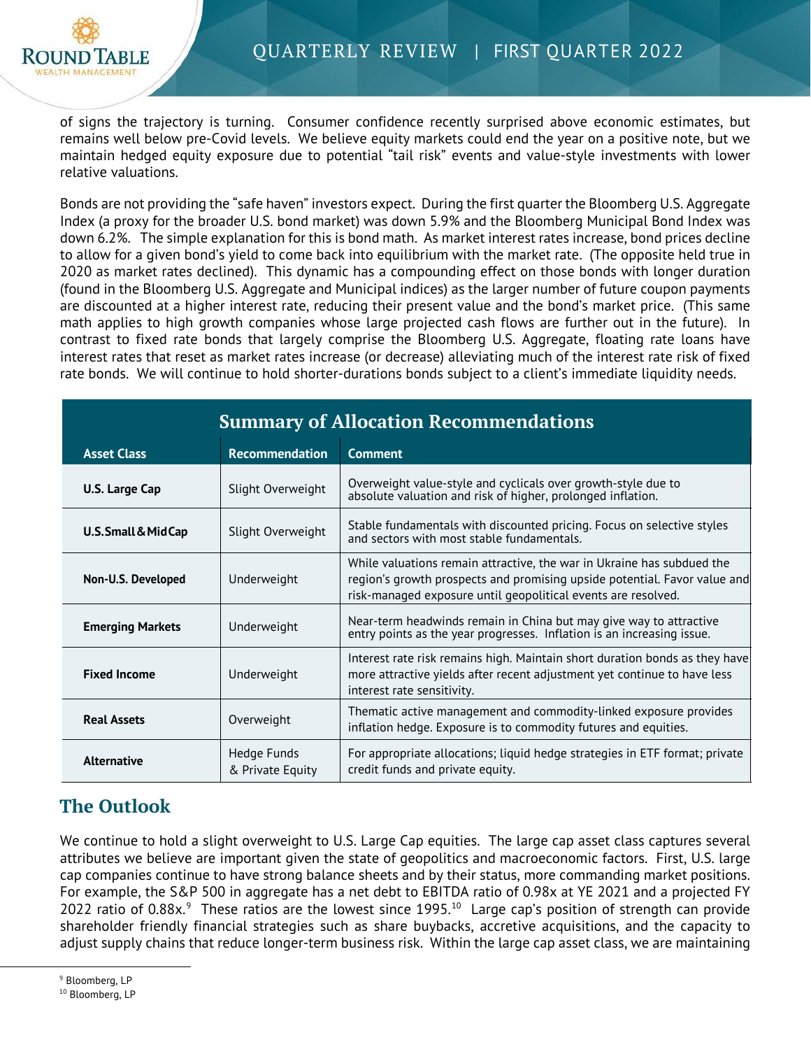of signs the trajectory is turning. Consumer confidence recently surprised above economic estimates, but remains well below pre-Covid levels. We believe equity markets could end the year on a positive note, but we maintain hedged equity exposure due to potential "tail risk" events and value-style investments with lower relative valuations.

Bonds are not providing the "safe haven" investors expect. During the first quarter the Bloomberg U.S. Aggregate Index (a proxy for the broader U.S. bond market) was down 5.9% and the Bloomberg Municipal Bond Index was down 6.2%. The simple explanation for this is bond math. As market interest rates increase, bond prices decline to allow for a given bond's yield to come back into equilibrium with the market rate. (The opposite held true in 2020 as market rates declined). This dynamic has a compounding effect on those bonds with longer duration (found in the Bloomberg U.S. Aggregate and Municipal indices) as the larger number of future coupon payments are discounted at a higher interest rate, reducing their present value and the bond's market price. (This same math applies to high growth companies whose large projected cash flows are further out in the future). In contrast to fixed rate bonds that largely comprise the Bloomberg U.S. Aggregate, floating rate loans have interest rates that reset as market rates increase (or decrease) alleviating much of the interest rate risk of fixed rate bonds. We will continue to hold shorter-durations bonds subject to a client's immediate liquidity needs.

**Summary of Allocation Recommendations**

| Asset Class | Recommendation | Comment |
|---|---|---|
| **U.S. Large Cap** | Slight Overweight | Overweight value-style and cyclicals over growth-style due to absolute valuation and risk of higher, prolonged inflation. |
| **U.S. Small & Mid Cap** | Slight Overweight | Stable fundamentals with discounted pricing. Focus on selective styles and sectors with most stable fundamentals. |
| **Non-U.S. Developed** | Underweight | While valuations remain attractive, the war in Ukraine has subdued the region's growth prospects and promising upside potential. Favor value and risk-managed exposure until geopolitical events are resolved. |
| **Emerging Markets** | Underweight | Near-term headwinds remain in China but may give way to attractive entry points as the year progresses. Inflation is an increasing issue. |
| **Fixed Income** | Underweight | Interest rate risk remains high. Maintain short duration bonds as they have more attractive yields after recent adjustment yet continue to have less interest rate sensitivity. |
| **Real Assets** | Overweight | Thematic active management and commodity-linked exposure provides inflation hedge. Exposure is to commodity futures and equities. |
| **Alternative** | Hedge Funds & Private Equity | For appropriate allocations; liquid hedge strategies in ETF format; private credit funds and private equity. |

## The Outlook

We continue to hold a slight overweight to U.S. Large Cap equities. The large cap asset class captures several attributes we believe are important given the state of geopolitics and macroeconomic factors. First, U.S. large cap companies continue to have strong balance sheets and by their status, more commanding market positions. For example, the S&P 500 in aggregate has a net debt to EBITDA ratio of 0.98x at YE 2021 and a projected FY 2022 ratio of 0.88x.[9] These ratios are the lowest since 1995.[10] Large cap's position of strength can provide shareholder friendly financial strategies such as share buybacks, accretive acquisitions, and the capacity to adjust supply chains that reduce longer-term business risk. Within the large cap asset class, we are maintaining

[9] Bloomberg, LP
[10] Bloomberg, LP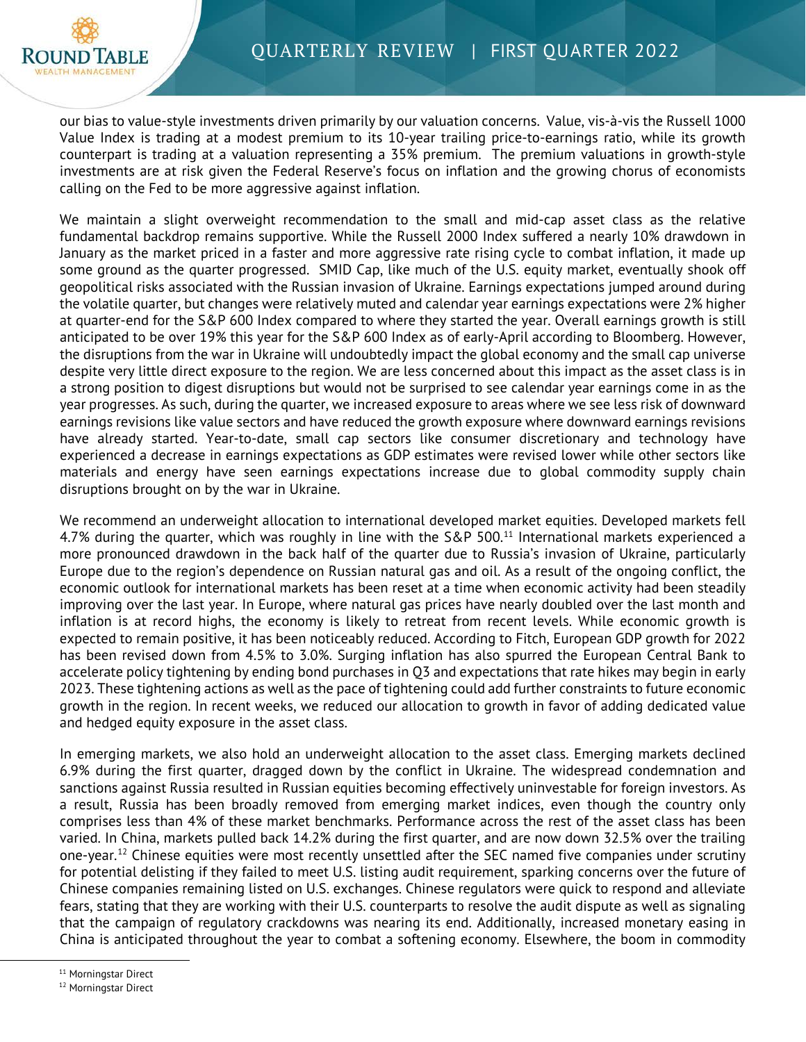our bias to value-style investments driven primarily by our valuation concerns. Value, vis-à-vis the Russell 1000 Value Index is trading at a modest premium to its 10-year trailing price-to-earnings ratio, while its growth counterpart is trading at a valuation representing a 35% premium. The premium valuations in growth-style investments are at risk given the Federal Reserve's focus on inflation and the growing chorus of economists calling on the Fed to be more aggressive against inflation.

We maintain a slight overweight recommendation to the small and mid-cap asset class as the relative fundamental backdrop remains supportive. While the Russell 2000 Index suffered a nearly 10% drawdown in January as the market priced in a faster and more aggressive rate rising cycle to combat inflation, it made up some ground as the quarter progressed. SMID Cap, like much of the U.S. equity market, eventually shook off geopolitical risks associated with the Russian invasion of Ukraine. Earnings expectations jumped around during the volatile quarter, but changes were relatively muted and calendar year earnings expectations were 2% higher at quarter-end for the S&P 600 Index compared to where they started the year. Overall earnings growth is still anticipated to be over 19% this year for the S&P 600 Index as of early-April according to Bloomberg. However, the disruptions from the war in Ukraine will undoubtedly impact the global economy and the small cap universe despite very little direct exposure to the region. We are less concerned about this impact as the asset class is in a strong position to digest disruptions but would not be surprised to see calendar year earnings come in as the year progresses. As such, during the quarter, we increased exposure to areas where we see less risk of downward earnings revisions like value sectors and have reduced the growth exposure where downward earnings revisions have already started. Year-to-date, small cap sectors like consumer discretionary and technology have experienced a decrease in earnings expectations as GDP estimates were revised lower while other sectors like materials and energy have seen earnings expectations increase due to global commodity supply chain disruptions brought on by the war in Ukraine.

We recommend an underweight allocation to international developed market equities. Developed markets fell 4.7% during the quarter, which was roughly in line with the S&P 500.[11] International markets experienced a more pronounced drawdown in the back half of the quarter due to Russia's invasion of Ukraine, particularly Europe due to the region's dependence on Russian natural gas and oil. As a result of the ongoing conflict, the economic outlook for international markets has been reset at a time when economic activity had been steadily improving over the last year. In Europe, where natural gas prices have nearly doubled over the last month and inflation is at record highs, the economy is likely to retreat from recent levels. While economic growth is expected to remain positive, it has been noticeably reduced. According to Fitch, European GDP growth for 2022 has been revised down from 4.5% to 3.0%. Surging inflation has also spurred the European Central Bank to accelerate policy tightening by ending bond purchases in Q3 and expectations that rate hikes may begin in early 2023. These tightening actions as well as the pace of tightening could add further constraints to future economic growth in the region. In recent weeks, we reduced our allocation to growth in favor of adding dedicated value and hedged equity exposure in the asset class.

In emerging markets, we also hold an underweight allocation to the asset class. Emerging markets declined 6.9% during the first quarter, dragged down by the conflict in Ukraine. The widespread condemnation and sanctions against Russia resulted in Russian equities becoming effectively uninvestable for foreign investors. As a result, Russia has been broadly removed from emerging market indices, even though the country only comprises less than 4% of these market benchmarks. Performance across the rest of the asset class has been varied. In China, markets pulled back 14.2% during the first quarter, and are now down 32.5% over the trailing one-year.[12] Chinese equities were most recently unsettled after the SEC named five companies under scrutiny for potential delisting if they failed to meet U.S. listing audit requirement, sparking concerns over the future of Chinese companies remaining listed on U.S. exchanges. Chinese regulators were quick to respond and alleviate fears, stating that they are working with their U.S. counterparts to resolve the audit dispute as well as signaling that the campaign of regulatory crackdowns was nearing its end. Additionally, increased monetary easing in China is anticipated throughout the year to combat a softening economy. Elsewhere, the boom in commodity

[11] Morningstar Direct

[12] Morningstar Direct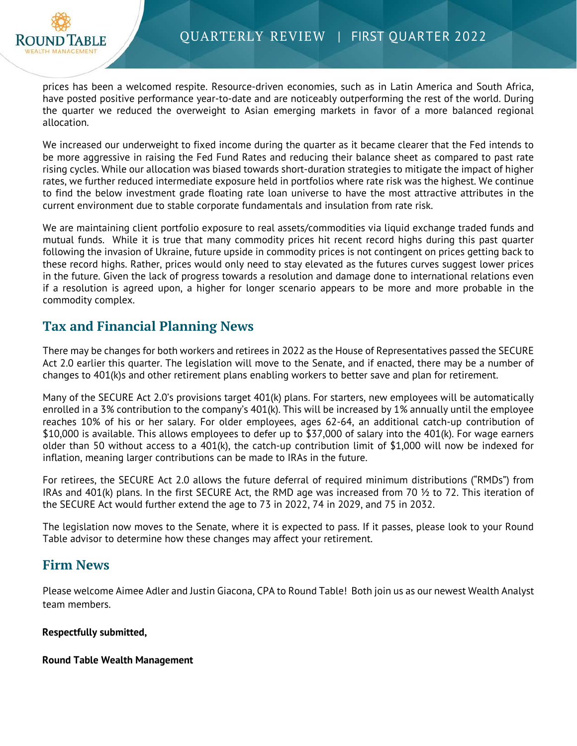prices has been a welcomed respite. Resource-driven economies, such as in Latin America and South Africa, have posted positive performance year-to-date and are noticeably outperforming the rest of the world. During the quarter we reduced the overweight to Asian emerging markets in favor of a more balanced regional allocation.

We increased our underweight to fixed income during the quarter as it became clearer that the Fed intends to be more aggressive in raising the Fed Fund Rates and reducing their balance sheet as compared to past rate rising cycles. While our allocation was biased towards short-duration strategies to mitigate the impact of higher rates, we further reduced intermediate exposure held in portfolios where rate risk was the highest. We continue to find the below investment grade floating rate loan universe to have the most attractive attributes in the current environment due to stable corporate fundamentals and insulation from rate risk.

We are maintaining client portfolio exposure to real assets/commodities via liquid exchange traded funds and mutual funds. While it is true that many commodity prices hit recent record highs during this past quarter following the invasion of Ukraine, future upside in commodity prices is not contingent on prices getting back to these record highs. Rather, prices would only need to stay elevated as the futures curves suggest lower prices in the future. Given the lack of progress towards a resolution and damage done to international relations even if a resolution is agreed upon, a higher for longer scenario appears to be more and more probable in the commodity complex.

## Tax and Financial Planning News

There may be changes for both workers and retirees in 2022 as the House of Representatives passed the SECURE Act 2.0 earlier this quarter. The legislation will move to the Senate, and if enacted, there may be a number of changes to 401(k)s and other retirement plans enabling workers to better save and plan for retirement.

Many of the SECURE Act 2.0's provisions target 401(k) plans. For starters, new employees will be automatically enrolled in a 3% contribution to the company's 401(k). This will be increased by 1% annually until the employee reaches 10% of his or her salary. For older employees, ages 62-64, an additional catch-up contribution of $10,000 is available. This allows employees to defer up to $37,000 of salary into the 401(k). For wage earners older than 50 without access to a 401(k), the catch-up contribution limit of $1,000 will now be indexed for inflation, meaning larger contributions can be made to IRAs in the future.

For retirees, the SECURE Act 2.0 allows the future deferral of required minimum distributions ("RMDs") from IRAs and 401(k) plans. In the first SECURE Act, the RMD age was increased from 70 ½ to 72. This iteration of the SECURE Act would further extend the age to 73 in 2022, 74 in 2029, and 75 in 2032.

The legislation now moves to the Senate, where it is expected to pass. If it passes, please look to your Round Table advisor to determine how these changes may affect your retirement.

## Firm News

Please welcome Aimee Adler and Justin Giacona, CPA to Round Table! Both join us as our newest Wealth Analyst team members.

**Respectfully submitted,**

**Round Table Wealth Management**